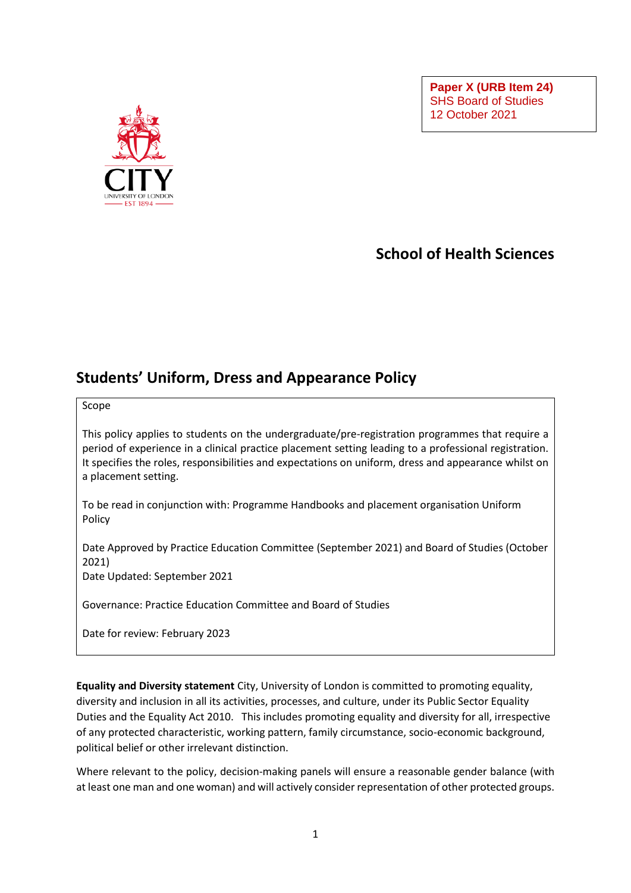**Paper X (URB Item 24)**
SHS Board of Studies
12 October 2021

## School of Health Sciences

# Students' Uniform, Dress and Appearance Policy

Scope

This policy applies to students on the undergraduate/pre-registration programmes that require a period of experience in a clinical practice placement setting leading to a professional registration. It specifies the roles, responsibilities and expectations on uniform, dress and appearance whilst on a placement setting.

To be read in conjunction with: Programme Handbooks and placement organisation Uniform Policy

Date Approved by Practice Education Committee (September 2021) and Board of Studies (October 2021)
Date Updated: September 2021

Governance: Practice Education Committee and Board of Studies

Date for review: February 2023

**Equality and Diversity statement** City, University of London is committed to promoting equality, diversity and inclusion in all its activities, processes, and culture, under its Public Sector Equality Duties and the Equality Act 2010. This includes promoting equality and diversity for all, irrespective of any protected characteristic, working pattern, family circumstance, socio-economic background, political belief or other irrelevant distinction.

Where relevant to the policy, decision-making panels will ensure a reasonable gender balance (with at least one man and one woman) and will actively consider representation of other protected groups.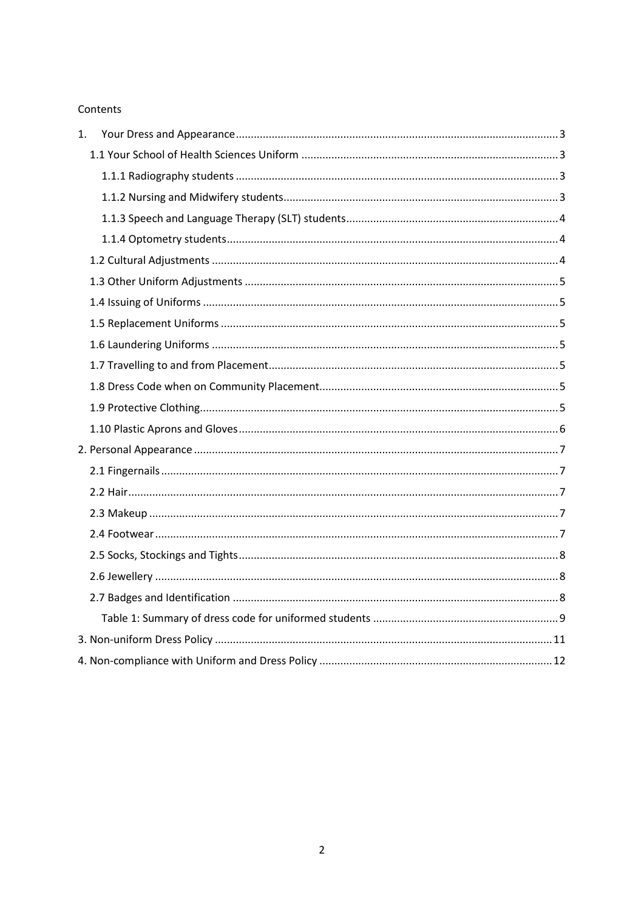Contents

1. Your Dress and Appearance .......... 3
    - 1.1 Your School of Health Sciences Uniform .......... 3
        - 1.1.1 Radiography students .......... 3
        - 1.1.2 Nursing and Midwifery students .......... 3
        - 1.1.3 Speech and Language Therapy (SLT) students .......... 4
        - 1.1.4 Optometry students .......... 4
    - 1.2 Cultural Adjustments .......... 4
    - 1.3 Other Uniform Adjustments .......... 5
    - 1.4 Issuing of Uniforms .......... 5
    - 1.5 Replacement Uniforms .......... 5
    - 1.6 Laundering Uniforms .......... 5
    - 1.7 Travelling to and from Placement .......... 5
    - 1.8 Dress Code when on Community Placement .......... 5
    - 1.9 Protective Clothing .......... 5
    - 1.10 Plastic Aprons and Gloves .......... 6
2. Personal Appearance .......... 7
    - 2.1 Fingernails .......... 7
    - 2.2 Hair .......... 7
    - 2.3 Makeup .......... 7
    - 2.4 Footwear .......... 7
    - 2.5 Socks, Stockings and Tights .......... 8
    - 2.6 Jewellery .......... 8
    - 2.7 Badges and Identification .......... 8
        - Table 1: Summary of dress code for uniformed students .......... 9
3. Non-uniform Dress Policy .......... 11
4. Non-compliance with Uniform and Dress Policy .......... 12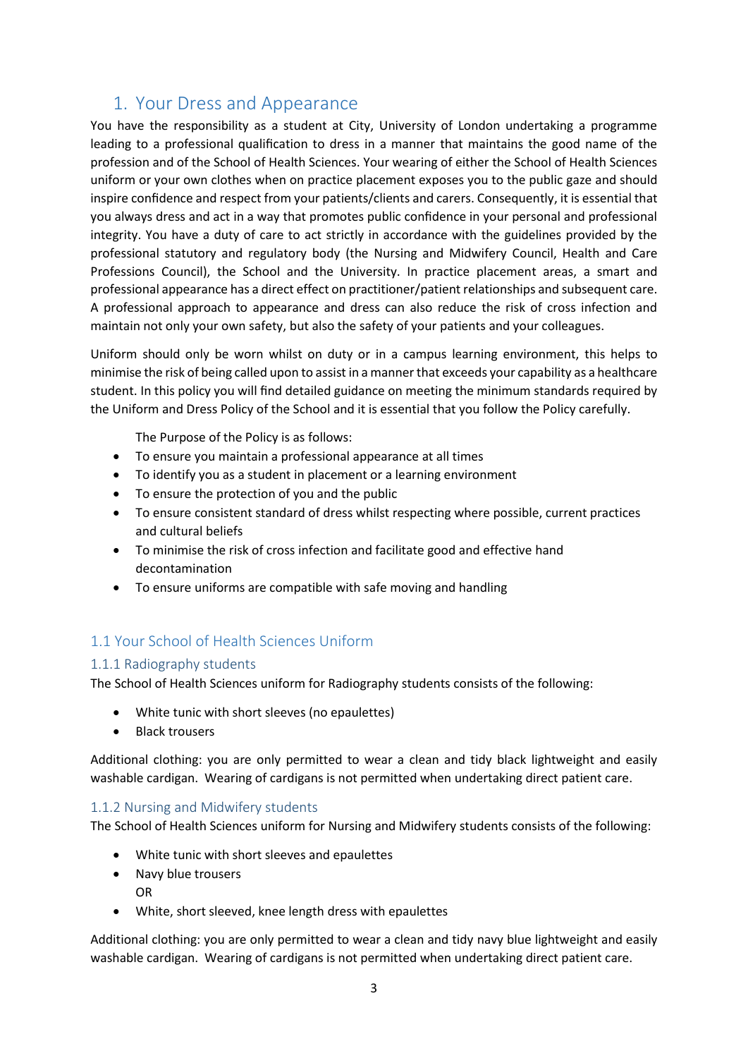# 1. Your Dress and Appearance

You have the responsibility as a student at City, University of London undertaking a programme leading to a professional qualification to dress in a manner that maintains the good name of the profession and of the School of Health Sciences. Your wearing of either the School of Health Sciences uniform or your own clothes when on practice placement exposes you to the public gaze and should inspire confidence and respect from your patients/clients and carers. Consequently, it is essential that you always dress and act in a way that promotes public confidence in your personal and professional integrity. You have a duty of care to act strictly in accordance with the guidelines provided by the professional statutory and regulatory body (the Nursing and Midwifery Council, Health and Care Professions Council), the School and the University. In practice placement areas, a smart and professional appearance has a direct effect on practitioner/patient relationships and subsequent care. A professional approach to appearance and dress can also reduce the risk of cross infection and maintain not only your own safety, but also the safety of your patients and your colleagues.

Uniform should only be worn whilst on duty or in a campus learning environment, this helps to minimise the risk of being called upon to assist in a manner that exceeds your capability as a healthcare student. In this policy you will find detailed guidance on meeting the minimum standards required by the Uniform and Dress Policy of the School and it is essential that you follow the Policy carefully.

The Purpose of the Policy is as follows:

- To ensure you maintain a professional appearance at all times
- To identify you as a student in placement or a learning environment
- To ensure the protection of you and the public
- To ensure consistent standard of dress whilst respecting where possible, current practices and cultural beliefs
- To minimise the risk of cross infection and facilitate good and effective hand decontamination
- To ensure uniforms are compatible with safe moving and handling

## 1.1 Your School of Health Sciences Uniform

### 1.1.1 Radiography students

The School of Health Sciences uniform for Radiography students consists of the following:

- White tunic with short sleeves (no epaulettes)
- Black trousers

Additional clothing: you are only permitted to wear a clean and tidy black lightweight and easily washable cardigan. Wearing of cardigans is not permitted when undertaking direct patient care.

### 1.1.2 Nursing and Midwifery students

The School of Health Sciences uniform for Nursing and Midwifery students consists of the following:

- White tunic with short sleeves and epaulettes
- Navy blue trousers
  OR
- White, short sleeved, knee length dress with epaulettes

Additional clothing: you are only permitted to wear a clean and tidy navy blue lightweight and easily washable cardigan. Wearing of cardigans is not permitted when undertaking direct patient care.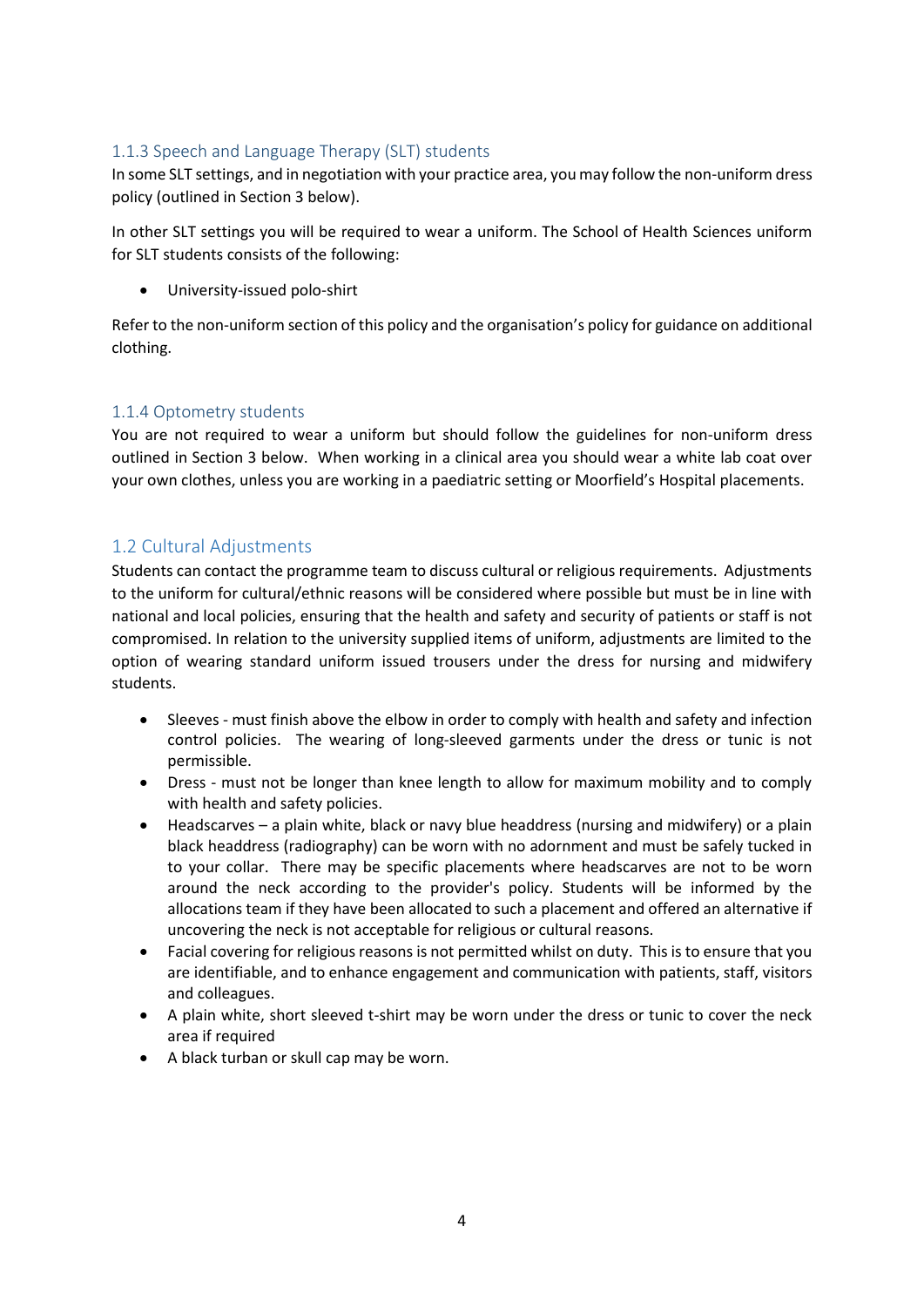### 1.1.3 Speech and Language Therapy (SLT) students

In some SLT settings, and in negotiation with your practice area, you may follow the non-uniform dress policy (outlined in Section 3 below).

In other SLT settings you will be required to wear a uniform. The School of Health Sciences uniform for SLT students consists of the following:

- University-issued polo-shirt

Refer to the non-uniform section of this policy and the organisation's policy for guidance on additional clothing.

### 1.1.4 Optometry students

You are not required to wear a uniform but should follow the guidelines for non-uniform dress outlined in Section 3 below. When working in a clinical area you should wear a white lab coat over your own clothes, unless you are working in a paediatric setting or Moorfield's Hospital placements.

## 1.2 Cultural Adjustments

Students can contact the programme team to discuss cultural or religious requirements. Adjustments to the uniform for cultural/ethnic reasons will be considered where possible but must be in line with national and local policies, ensuring that the health and safety and security of patients or staff is not compromised. In relation to the university supplied items of uniform, adjustments are limited to the option of wearing standard uniform issued trousers under the dress for nursing and midwifery students.

- Sleeves - must finish above the elbow in order to comply with health and safety and infection control policies. The wearing of long-sleeved garments under the dress or tunic is not permissible.
- Dress - must not be longer than knee length to allow for maximum mobility and to comply with health and safety policies.
- Headscarves – a plain white, black or navy blue headdress (nursing and midwifery) or a plain black headdress (radiography) can be worn with no adornment and must be safely tucked in to your collar. There may be specific placements where headscarves are not to be worn around the neck according to the provider's policy. Students will be informed by the allocations team if they have been allocated to such a placement and offered an alternative if uncovering the neck is not acceptable for religious or cultural reasons.
- Facial covering for religious reasons is not permitted whilst on duty. This is to ensure that you are identifiable, and to enhance engagement and communication with patients, staff, visitors and colleagues.
- A plain white, short sleeved t-shirt may be worn under the dress or tunic to cover the neck area if required
- A black turban or skull cap may be worn.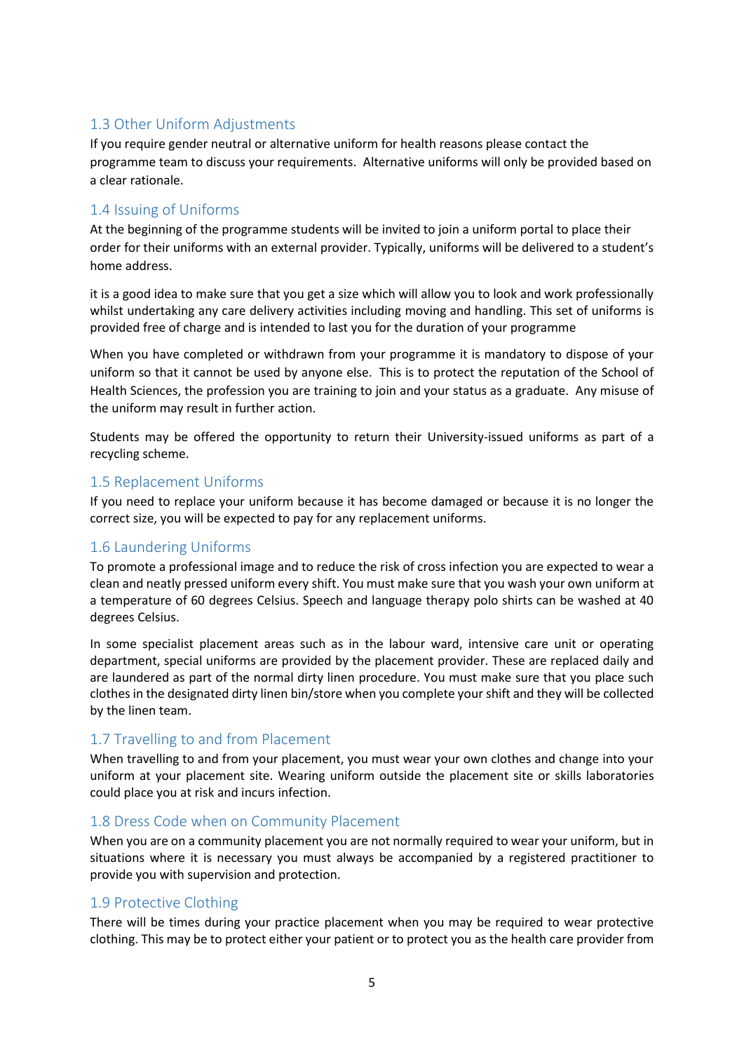### 1.3 Other Uniform Adjustments

If you require gender neutral or alternative uniform for health reasons please contact the programme team to discuss your requirements. Alternative uniforms will only be provided based on a clear rationale.

### 1.4 Issuing of Uniforms

At the beginning of the programme students will be invited to join a uniform portal to place their order for their uniforms with an external provider. Typically, uniforms will be delivered to a student's home address.

it is a good idea to make sure that you get a size which will allow you to look and work professionally whilst undertaking any care delivery activities including moving and handling. This set of uniforms is provided free of charge and is intended to last you for the duration of your programme

When you have completed or withdrawn from your programme it is mandatory to dispose of your uniform so that it cannot be used by anyone else. This is to protect the reputation of the School of Health Sciences, the profession you are training to join and your status as a graduate. Any misuse of the uniform may result in further action.

Students may be offered the opportunity to return their University-issued uniforms as part of a recycling scheme.

### 1.5 Replacement Uniforms

If you need to replace your uniform because it has become damaged or because it is no longer the correct size, you will be expected to pay for any replacement uniforms.

### 1.6 Laundering Uniforms

To promote a professional image and to reduce the risk of cross infection you are expected to wear a clean and neatly pressed uniform every shift. You must make sure that you wash your own uniform at a temperature of 60 degrees Celsius. Speech and language therapy polo shirts can be washed at 40 degrees Celsius.

In some specialist placement areas such as in the labour ward, intensive care unit or operating department, special uniforms are provided by the placement provider. These are replaced daily and are laundered as part of the normal dirty linen procedure. You must make sure that you place such clothes in the designated dirty linen bin/store when you complete your shift and they will be collected by the linen team.

### 1.7 Travelling to and from Placement

When travelling to and from your placement, you must wear your own clothes and change into your uniform at your placement site. Wearing uniform outside the placement site or skills laboratories could place you at risk and incurs infection.

### 1.8 Dress Code when on Community Placement

When you are on a community placement you are not normally required to wear your uniform, but in situations where it is necessary you must always be accompanied by a registered practitioner to provide you with supervision and protection.

### 1.9 Protective Clothing

There will be times during your practice placement when you may be required to wear protective clothing. This may be to protect either your patient or to protect you as the health care provider from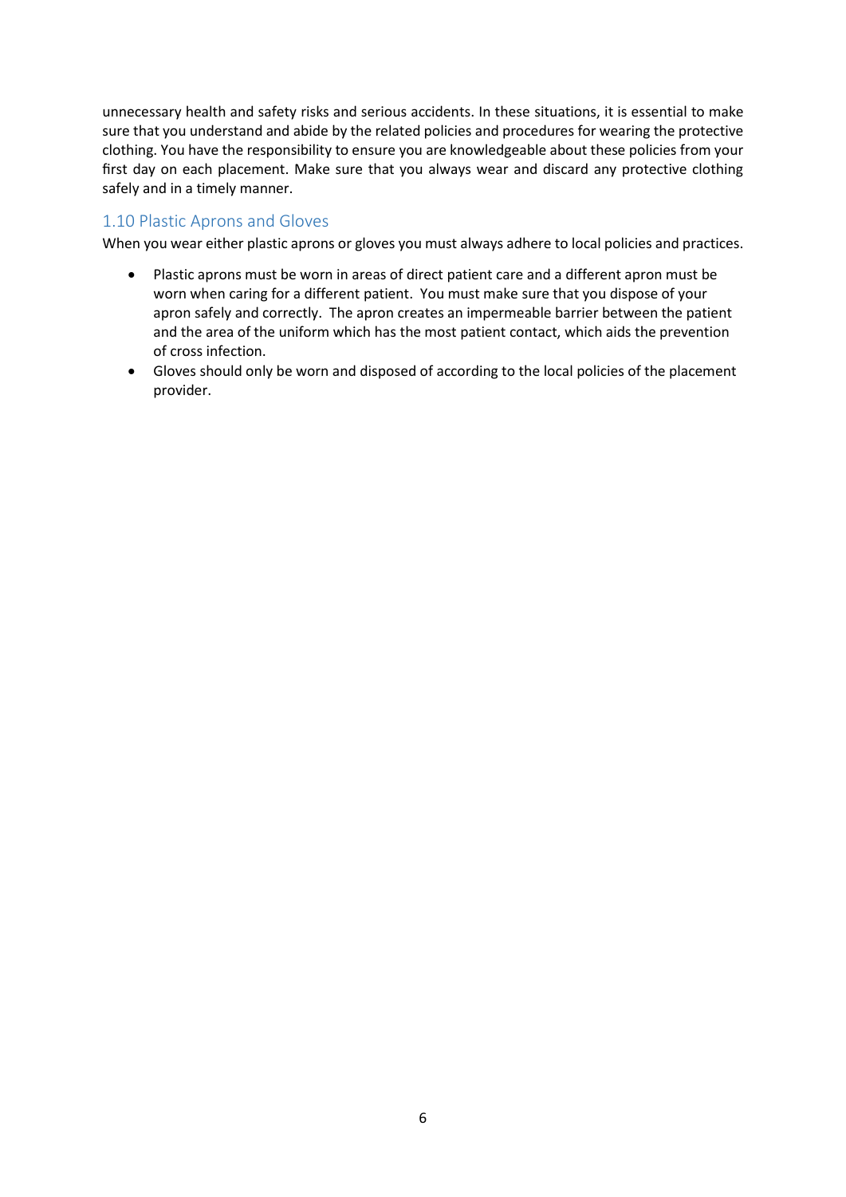unnecessary health and safety risks and serious accidents. In these situations, it is essential to make sure that you understand and abide by the related policies and procedures for wearing the protective clothing. You have the responsibility to ensure you are knowledgeable about these policies from your first day on each placement. Make sure that you always wear and discard any protective clothing safely and in a timely manner.

### 1.10 Plastic Aprons and Gloves

When you wear either plastic aprons or gloves you must always adhere to local policies and practices.

- Plastic aprons must be worn in areas of direct patient care and a different apron must be worn when caring for a different patient. You must make sure that you dispose of your apron safely and correctly. The apron creates an impermeable barrier between the patient and the area of the uniform which has the most patient contact, which aids the prevention of cross infection.
- Gloves should only be worn and disposed of according to the local policies of the placement provider.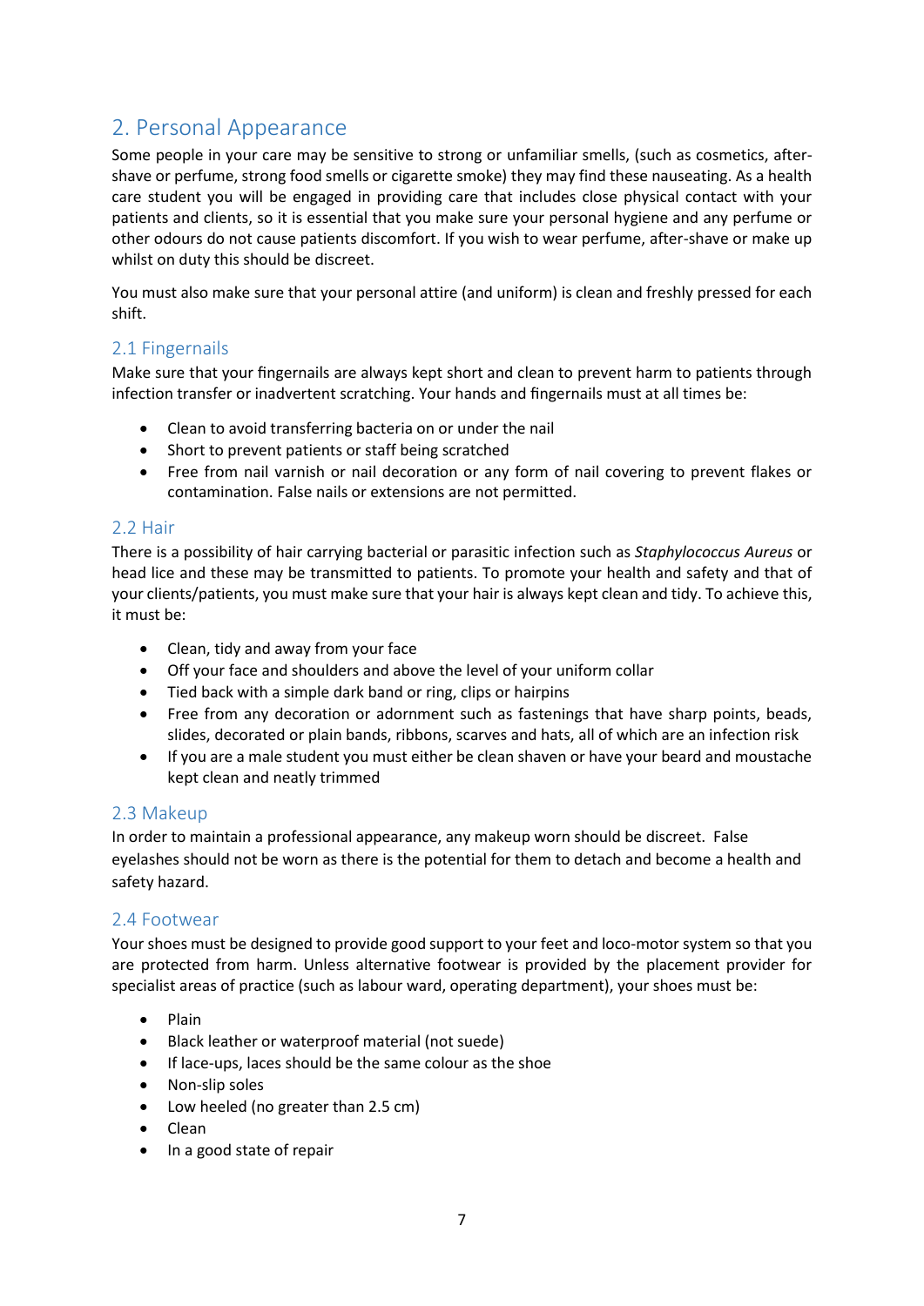## 2. Personal Appearance

Some people in your care may be sensitive to strong or unfamiliar smells, (such as cosmetics, after-shave or perfume, strong food smells or cigarette smoke) they may find these nauseating. As a health care student you will be engaged in providing care that includes close physical contact with your patients and clients, so it is essential that you make sure your personal hygiene and any perfume or other odours do not cause patients discomfort. If you wish to wear perfume, after-shave or make up whilst on duty this should be discreet.

You must also make sure that your personal attire (and uniform) is clean and freshly pressed for each shift.

### 2.1 Fingernails

Make sure that your fingernails are always kept short and clean to prevent harm to patients through infection transfer or inadvertent scratching. Your hands and fingernails must at all times be:

- Clean to avoid transferring bacteria on or under the nail
- Short to prevent patients or staff being scratched
- Free from nail varnish or nail decoration or any form of nail covering to prevent flakes or contamination. False nails or extensions are not permitted.

### 2.2 Hair

There is a possibility of hair carrying bacterial or parasitic infection such as *Staphylococcus Aureus* or head lice and these may be transmitted to patients. To promote your health and safety and that of your clients/patients, you must make sure that your hair is always kept clean and tidy. To achieve this, it must be:

- Clean, tidy and away from your face
- Off your face and shoulders and above the level of your uniform collar
- Tied back with a simple dark band or ring, clips or hairpins
- Free from any decoration or adornment such as fastenings that have sharp points, beads, slides, decorated or plain bands, ribbons, scarves and hats, all of which are an infection risk
- If you are a male student you must either be clean shaven or have your beard and moustache kept clean and neatly trimmed

### 2.3 Makeup

In order to maintain a professional appearance, any makeup worn should be discreet. False eyelashes should not be worn as there is the potential for them to detach and become a health and safety hazard.

### 2.4 Footwear

Your shoes must be designed to provide good support to your feet and loco-motor system so that you are protected from harm. Unless alternative footwear is provided by the placement provider for specialist areas of practice (such as labour ward, operating department), your shoes must be:

- Plain
- Black leather or waterproof material (not suede)
- If lace-ups, laces should be the same colour as the shoe
- Non-slip soles
- Low heeled (no greater than 2.5 cm)
- Clean
- In a good state of repair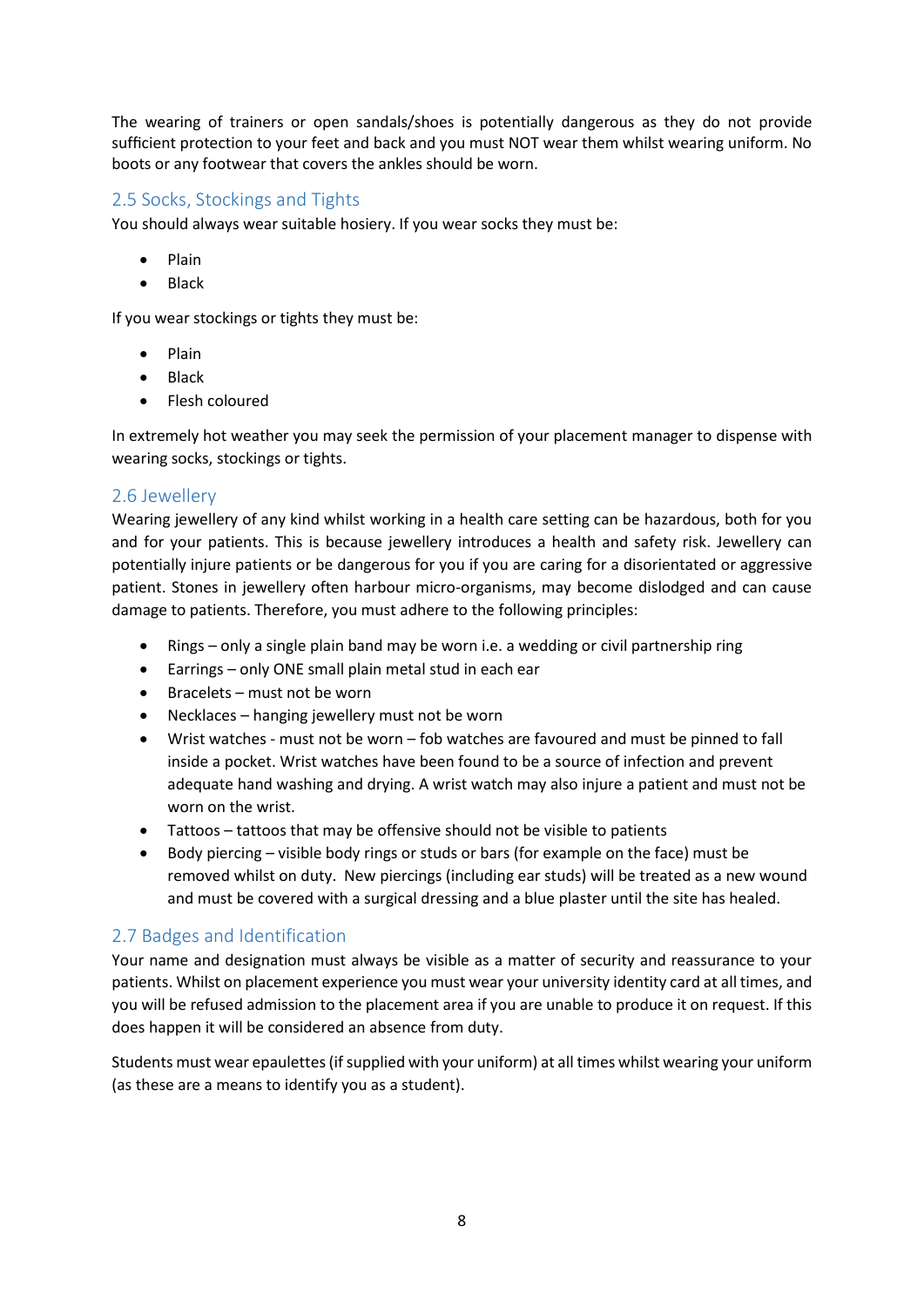The wearing of trainers or open sandals/shoes is potentially dangerous as they do not provide sufficient protection to your feet and back and you must NOT wear them whilst wearing uniform. No boots or any footwear that covers the ankles should be worn.

## 2.5 Socks, Stockings and Tights

You should always wear suitable hosiery. If you wear socks they must be:

- Plain
- Black

If you wear stockings or tights they must be:

- Plain
- Black
- Flesh coloured

In extremely hot weather you may seek the permission of your placement manager to dispense with wearing socks, stockings or tights.

## 2.6 Jewellery

Wearing jewellery of any kind whilst working in a health care setting can be hazardous, both for you and for your patients. This is because jewellery introduces a health and safety risk. Jewellery can potentially injure patients or be dangerous for you if you are caring for a disorientated or aggressive patient. Stones in jewellery often harbour micro-organisms, may become dislodged and can cause damage to patients. Therefore, you must adhere to the following principles:

- Rings – only a single plain band may be worn i.e. a wedding or civil partnership ring
- Earrings – only ONE small plain metal stud in each ear
- Bracelets – must not be worn
- Necklaces – hanging jewellery must not be worn
- Wrist watches - must not be worn – fob watches are favoured and must be pinned to fall inside a pocket. Wrist watches have been found to be a source of infection and prevent adequate hand washing and drying. A wrist watch may also injure a patient and must not be worn on the wrist.
- Tattoos – tattoos that may be offensive should not be visible to patients
- Body piercing – visible body rings or studs or bars (for example on the face) must be removed whilst on duty. New piercings (including ear studs) will be treated as a new wound and must be covered with a surgical dressing and a blue plaster until the site has healed.

## 2.7 Badges and Identification

Your name and designation must always be visible as a matter of security and reassurance to your patients. Whilst on placement experience you must wear your university identity card at all times, and you will be refused admission to the placement area if you are unable to produce it on request. If this does happen it will be considered an absence from duty.

Students must wear epaulettes (if supplied with your uniform) at all times whilst wearing your uniform (as these are a means to identify you as a student).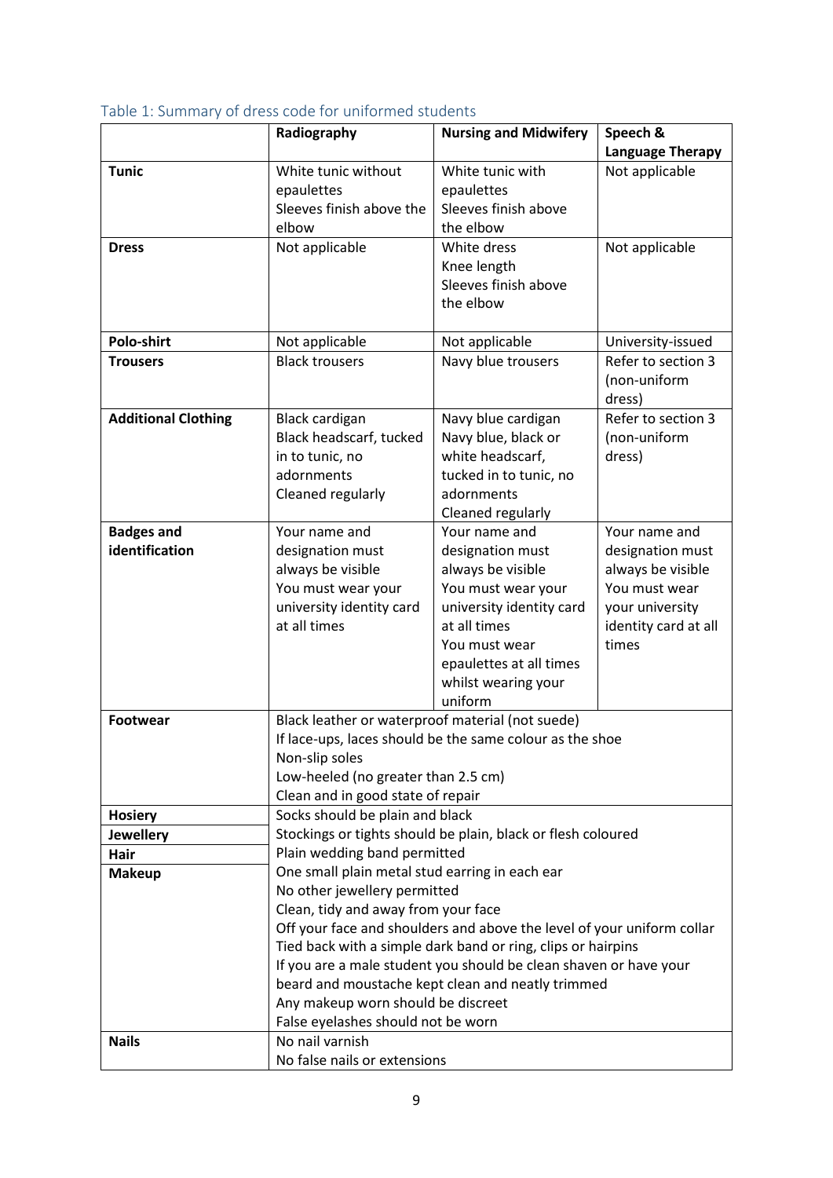Table 1: Summary of dress code for uniformed students

| | Radiography | Nursing and Midwifery | Speech & Language Therapy |
|---|---|---|---|
| **Tunic** | White tunic without epaulettes<br>Sleeves finish above the elbow | White tunic with epaulettes<br>Sleeves finish above the elbow | Not applicable |
| **Dress** | Not applicable | White dress<br>Knee length<br>Sleeves finish above the elbow | Not applicable |
| **Polo-shirt** | Not applicable | Not applicable | University-issued |
| **Trousers** | Black trousers | Navy blue trousers | Refer to section 3 (non-uniform dress) |
| **Additional Clothing** | Black cardigan<br>Black headscarf, tucked in to tunic, no adornments<br>Cleaned regularly | Navy blue cardigan<br>Navy blue, black or white headscarf, tucked in to tunic, no adornments<br>Cleaned regularly | Refer to section 3 (non-uniform dress) |
| **Badges and identification** | Your name and designation must always be visible<br>You must wear your university identity card at all times | Your name and designation must always be visible<br>You must wear your university identity card at all times<br>You must wear epaulettes at all times whilst wearing your uniform | Your name and designation must always be visible<br>You must wear your university identity card at all times |
| **Footwear** | Black leather or waterproof material (not suede)<br>If lace-ups, laces should be the same colour as the shoe<br>Non-slip soles<br>Low-heeled (no greater than 2.5 cm)<br>Clean and in good state of repair | | |
| **Hosiery**<br>**Jewellery**<br>**Hair**<br>**Makeup** | Socks should be plain and black<br>Stockings or tights should be plain, black or flesh coloured<br>Plain wedding band permitted<br>One small plain metal stud earring in each ear<br>No other jewellery permitted<br>Clean, tidy and away from your face<br>Off your face and shoulders and above the level of your uniform collar<br>Tied back with a simple dark band or ring, clips or hairpins<br>If you are a male student you should be clean shaven or have your beard and moustache kept clean and neatly trimmed<br>Any makeup worn should be discreet<br>False eyelashes should not be worn | | |
| **Nails** | No nail varnish<br>No false nails or extensions | | |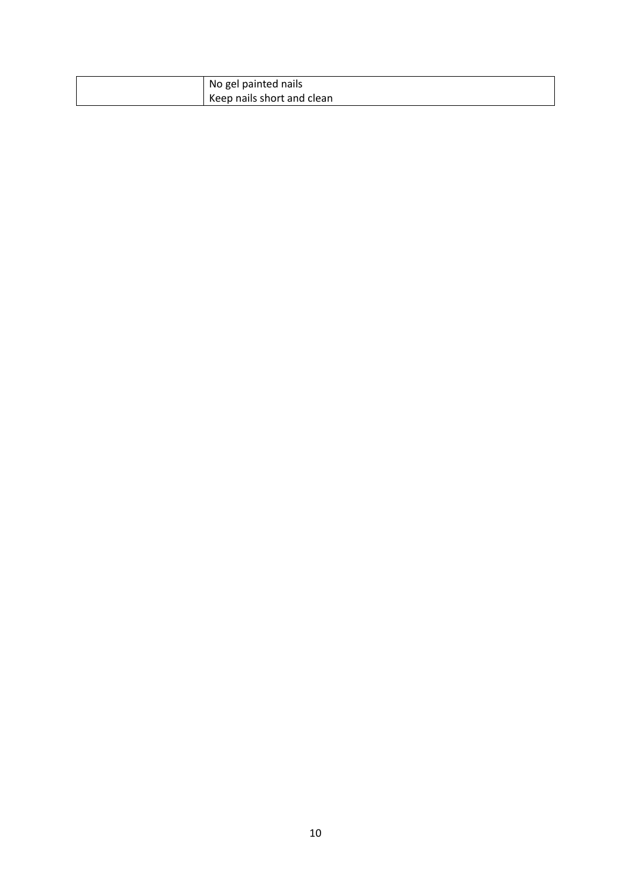| | |
|---|---|
| | No gel painted nails<br>Keep nails short and clean |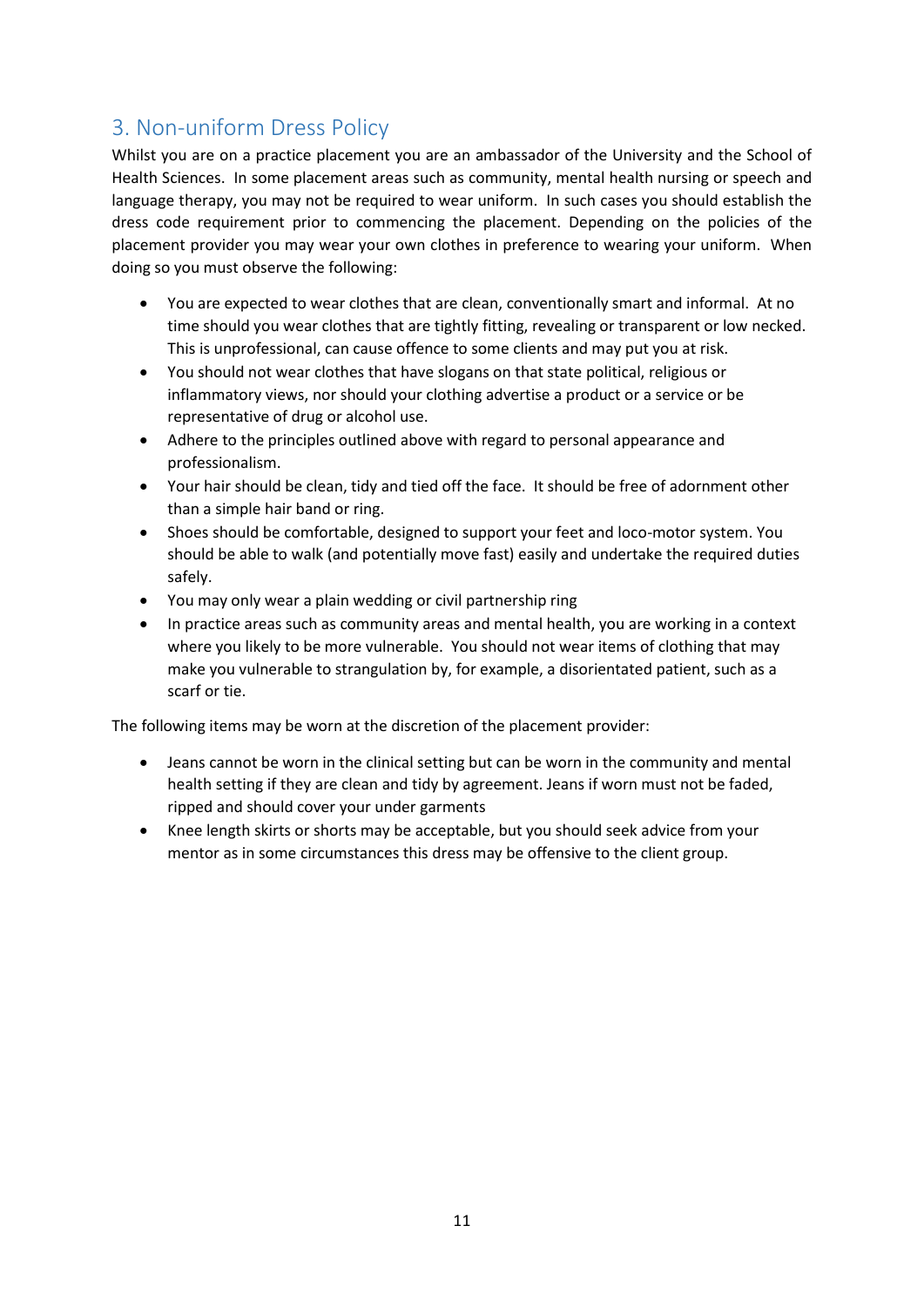## 3. Non-uniform Dress Policy

Whilst you are on a practice placement you are an ambassador of the University and the School of Health Sciences. In some placement areas such as community, mental health nursing or speech and language therapy, you may not be required to wear uniform. In such cases you should establish the dress code requirement prior to commencing the placement. Depending on the policies of the placement provider you may wear your own clothes in preference to wearing your uniform. When doing so you must observe the following:

- You are expected to wear clothes that are clean, conventionally smart and informal. At no time should you wear clothes that are tightly fitting, revealing or transparent or low necked. This is unprofessional, can cause offence to some clients and may put you at risk.
- You should not wear clothes that have slogans on that state political, religious or inflammatory views, nor should your clothing advertise a product or a service or be representative of drug or alcohol use.
- Adhere to the principles outlined above with regard to personal appearance and professionalism.
- Your hair should be clean, tidy and tied off the face. It should be free of adornment other than a simple hair band or ring.
- Shoes should be comfortable, designed to support your feet and loco-motor system. You should be able to walk (and potentially move fast) easily and undertake the required duties safely.
- You may only wear a plain wedding or civil partnership ring
- In practice areas such as community areas and mental health, you are working in a context where you likely to be more vulnerable. You should not wear items of clothing that may make you vulnerable to strangulation by, for example, a disorientated patient, such as a scarf or tie.

The following items may be worn at the discretion of the placement provider:

- Jeans cannot be worn in the clinical setting but can be worn in the community and mental health setting if they are clean and tidy by agreement. Jeans if worn must not be faded, ripped and should cover your under garments
- Knee length skirts or shorts may be acceptable, but you should seek advice from your mentor as in some circumstances this dress may be offensive to the client group.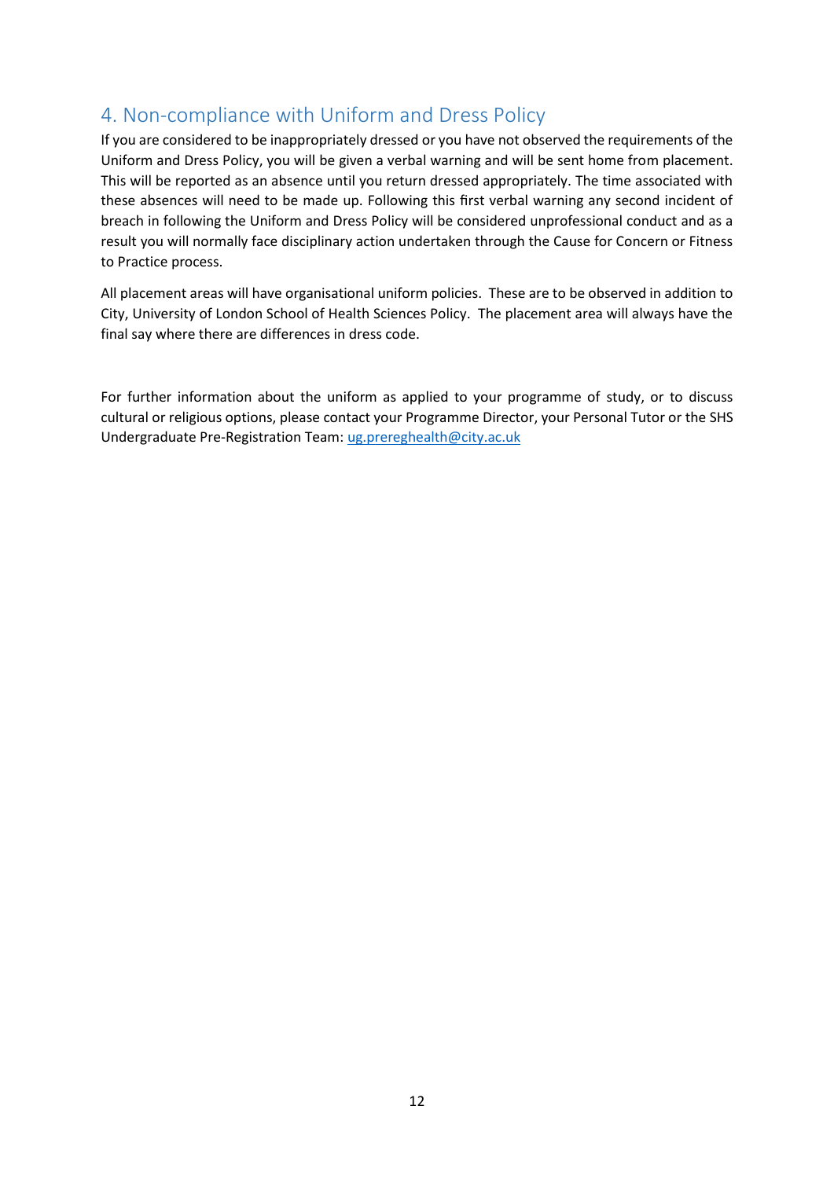## 4. Non-compliance with Uniform and Dress Policy

If you are considered to be inappropriately dressed or you have not observed the requirements of the Uniform and Dress Policy, you will be given a verbal warning and will be sent home from placement. This will be reported as an absence until you return dressed appropriately. The time associated with these absences will need to be made up. Following this first verbal warning any second incident of breach in following the Uniform and Dress Policy will be considered unprofessional conduct and as a result you will normally face disciplinary action undertaken through the Cause for Concern or Fitness to Practice process.

All placement areas will have organisational uniform policies. These are to be observed in addition to City, University of London School of Health Sciences Policy. The placement area will always have the final say where there are differences in dress code.

For further information about the uniform as applied to your programme of study, or to discuss cultural or religious options, please contact your Programme Director, your Personal Tutor or the SHS Undergraduate Pre-Registration Team: ug.prereghealth@city.ac.uk